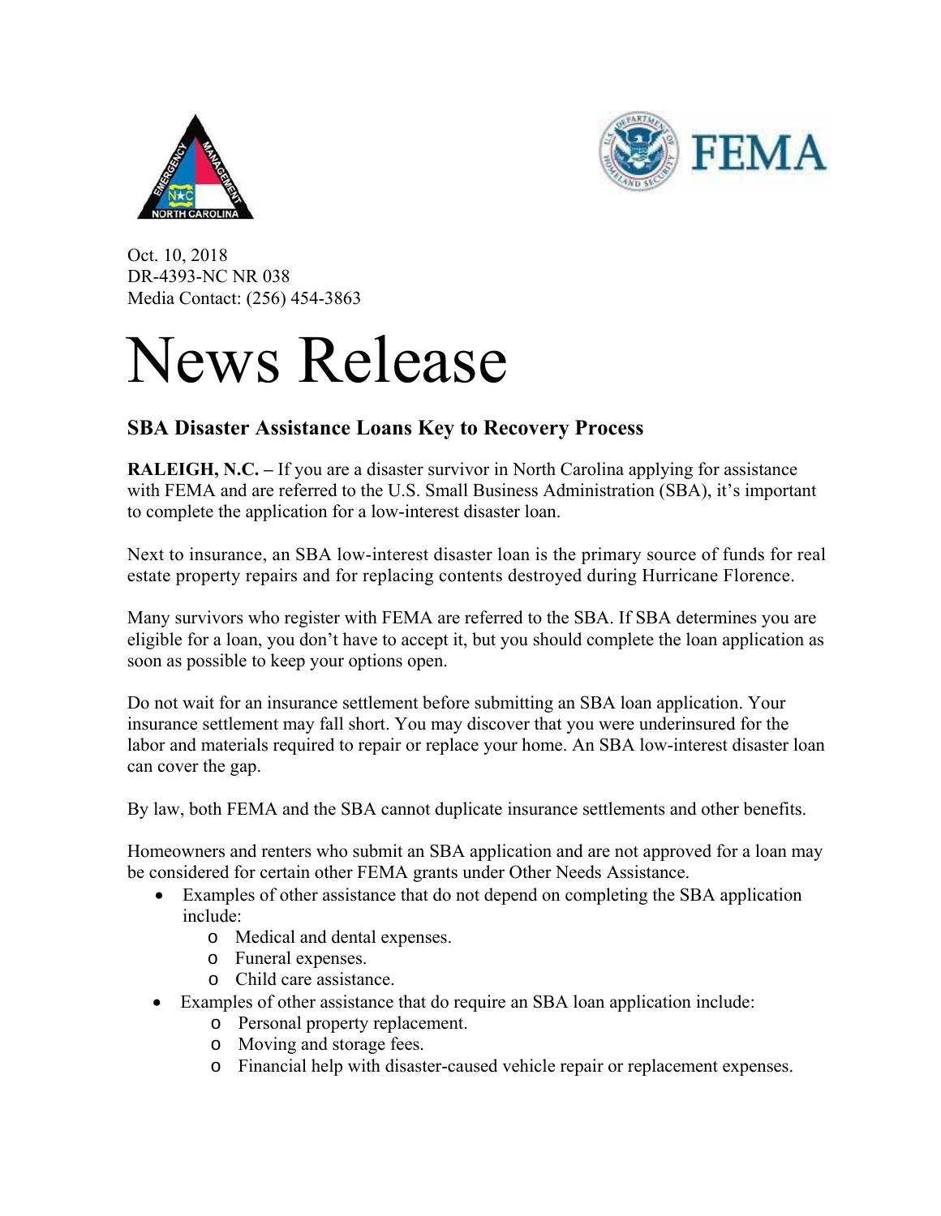Oct. 10, 2018
DR-4393-NC NR 038
Media Contact: (256) 454-3863

# News Release

## SBA Disaster Assistance Loans Key to Recovery Process

**RALEIGH, N.C. –** If you are a disaster survivor in North Carolina applying for assistance with FEMA and are referred to the U.S. Small Business Administration (SBA), it's important to complete the application for a low-interest disaster loan.

Next to insurance, an SBA low-interest disaster loan is the primary source of funds for real estate property repairs and for replacing contents destroyed during Hurricane Florence.

Many survivors who register with FEMA are referred to the SBA. If SBA determines you are eligible for a loan, you don't have to accept it, but you should complete the loan application as soon as possible to keep your options open.

Do not wait for an insurance settlement before submitting an SBA loan application. Your insurance settlement may fall short. You may discover that you were underinsured for the labor and materials required to repair or replace your home. An SBA low-interest disaster loan can cover the gap.

By law, both FEMA and the SBA cannot duplicate insurance settlements and other benefits.

Homeowners and renters who submit an SBA application and are not approved for a loan may be considered for certain other FEMA grants under Other Needs Assistance.

- Examples of other assistance that do not depend on completing the SBA application include:
  - Medical and dental expenses.
  - Funeral expenses.
  - Child care assistance.
- Examples of other assistance that do require an SBA loan application include:
  - Personal property replacement.
  - Moving and storage fees.
  - Financial help with disaster-caused vehicle repair or replacement expenses.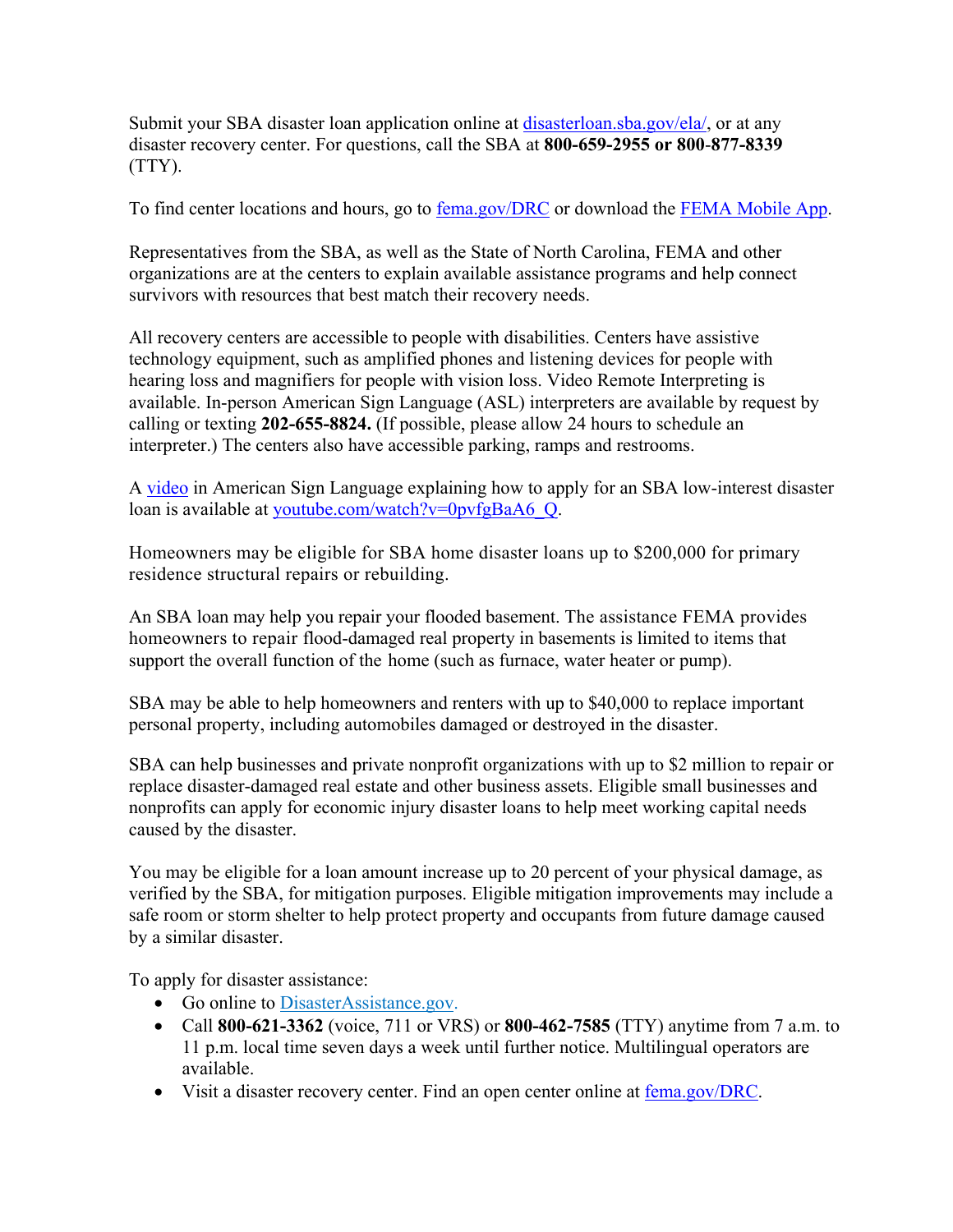Submit your SBA disaster loan application online at [disasterloan.sba.gov/ela/](disasterloan.sba.gov/ela/), or at any disaster recovery center. For questions, call the SBA at **800-659-2955 or 800-877-8339** (TTY).

To find center locations and hours, go to [fema.gov/DRC](fema.gov/DRC) or download the [FEMA Mobile App](FEMA Mobile App).

Representatives from the SBA, as well as the State of North Carolina, FEMA and other organizations are at the centers to explain available assistance programs and help connect survivors with resources that best match their recovery needs.

All recovery centers are accessible to people with disabilities. Centers have assistive technology equipment, such as amplified phones and listening devices for people with hearing loss and magnifiers for people with vision loss. Video Remote Interpreting is available. In-person American Sign Language (ASL) interpreters are available by request by calling or texting **202-655-8824.** (If possible, please allow 24 hours to schedule an interpreter.) The centers also have accessible parking, ramps and restrooms.

A [video](video) in American Sign Language explaining how to apply for an SBA low-interest disaster loan is available at [youtube.com/watch?v=0pvfgBaA6_Q](youtube.com/watch?v=0pvfgBaA6_Q).

Homeowners may be eligible for SBA home disaster loans up to $200,000 for primary residence structural repairs or rebuilding.

An SBA loan may help you repair your flooded basement. The assistance FEMA provides homeowners to repair flood-damaged real property in basements is limited to items that support the overall function of the home (such as furnace, water heater or pump).

SBA may be able to help homeowners and renters with up to $40,000 to replace important personal property, including automobiles damaged or destroyed in the disaster.

SBA can help businesses and private nonprofit organizations with up to $2 million to repair or replace disaster-damaged real estate and other business assets. Eligible small businesses and nonprofits can apply for economic injury disaster loans to help meet working capital needs caused by the disaster.

You may be eligible for a loan amount increase up to 20 percent of your physical damage, as verified by the SBA, for mitigation purposes. Eligible mitigation improvements may include a safe room or storm shelter to help protect property and occupants from future damage caused by a similar disaster.

To apply for disaster assistance:

- Go online to [DisasterAssistance.gov.](DisasterAssistance.gov)
- Call **800-621-3362** (voice, 711 or VRS) or **800-462-7585** (TTY) anytime from 7 a.m. to 11 p.m. local time seven days a week until further notice. Multilingual operators are available.
- Visit a disaster recovery center. Find an open center online at [fema.gov/DRC](fema.gov/DRC).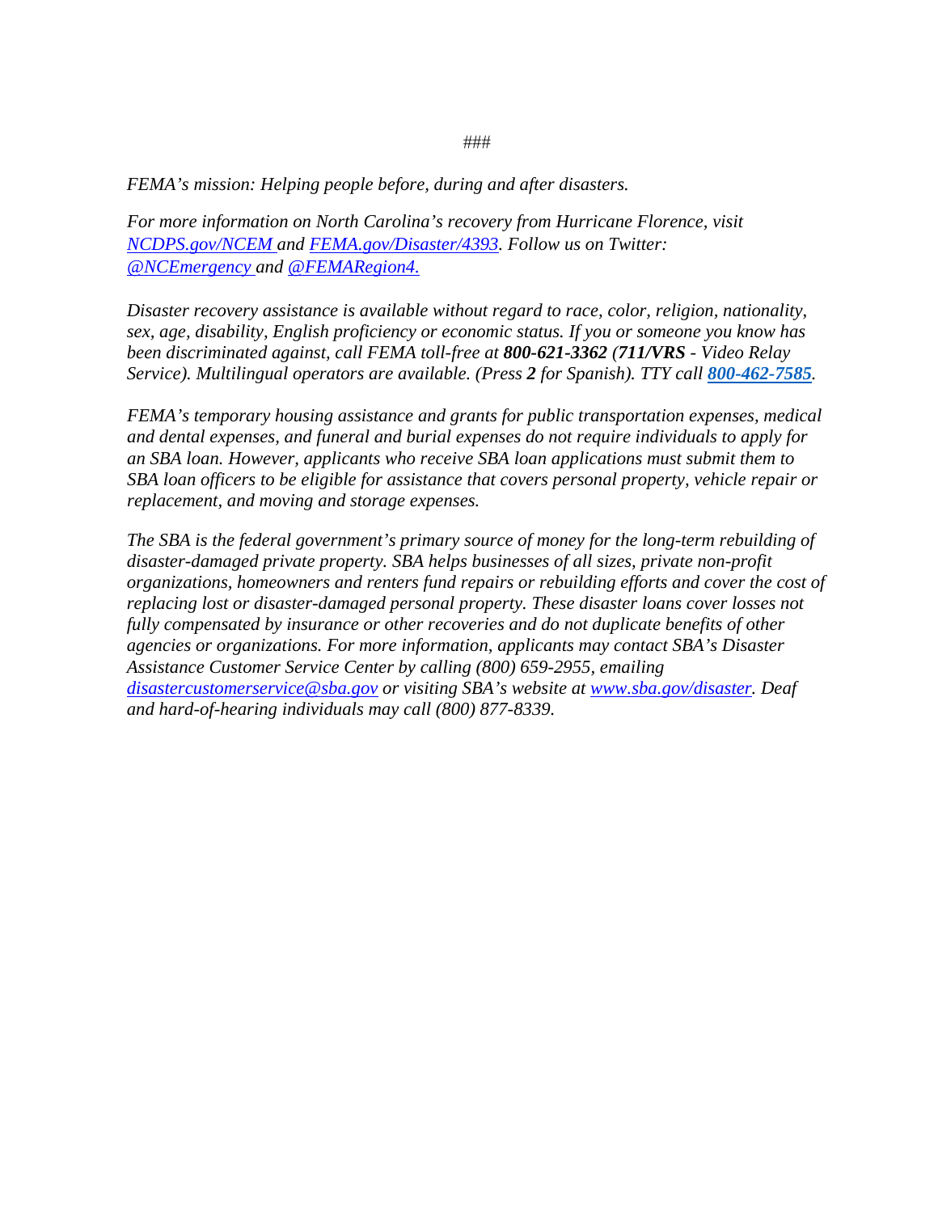###

*FEMA's mission: Helping people before, during and after disasters.*

*For more information on North Carolina's recovery from Hurricane Florence, visit [NCDPS.gov/NCEM](NCDPS.gov/NCEM) and [FEMA.gov/Disaster/4393](FEMA.gov/Disaster/4393). Follow us on Twitter: [@NCEmergency](@NCEmergency) and [@FEMARegion4.](@FEMARegion4)*

*Disaster recovery assistance is available without regard to race, color, religion, nationality, sex, age, disability, English proficiency or economic status. If you or someone you know has been discriminated against, call FEMA toll-free at **800-621-3362** (**711/VRS** - Video Relay Service). Multilingual operators are available. (Press **2** for Spanish). TTY call **[800-462-7585](800-462-7585)**.*

*FEMA's temporary housing assistance and grants for public transportation expenses, medical and dental expenses, and funeral and burial expenses do not require individuals to apply for an SBA loan. However, applicants who receive SBA loan applications must submit them to SBA loan officers to be eligible for assistance that covers personal property, vehicle repair or replacement, and moving and storage expenses.*

*The SBA is the federal government's primary source of money for the long-term rebuilding of disaster-damaged private property. SBA helps businesses of all sizes, private non-profit organizations, homeowners and renters fund repairs or rebuilding efforts and cover the cost of replacing lost or disaster-damaged personal property. These disaster loans cover losses not fully compensated by insurance or other recoveries and do not duplicate benefits of other agencies or organizations. For more information, applicants may contact SBA's Disaster Assistance Customer Service Center by calling (800) 659-2955, emailing [disastercustomerservice@sba.gov](mailto:disastercustomerservice@sba.gov) or visiting SBA's website at [www.sba.gov/disaster](www.sba.gov/disaster). Deaf and hard-of-hearing individuals may call (800) 877-8339.*